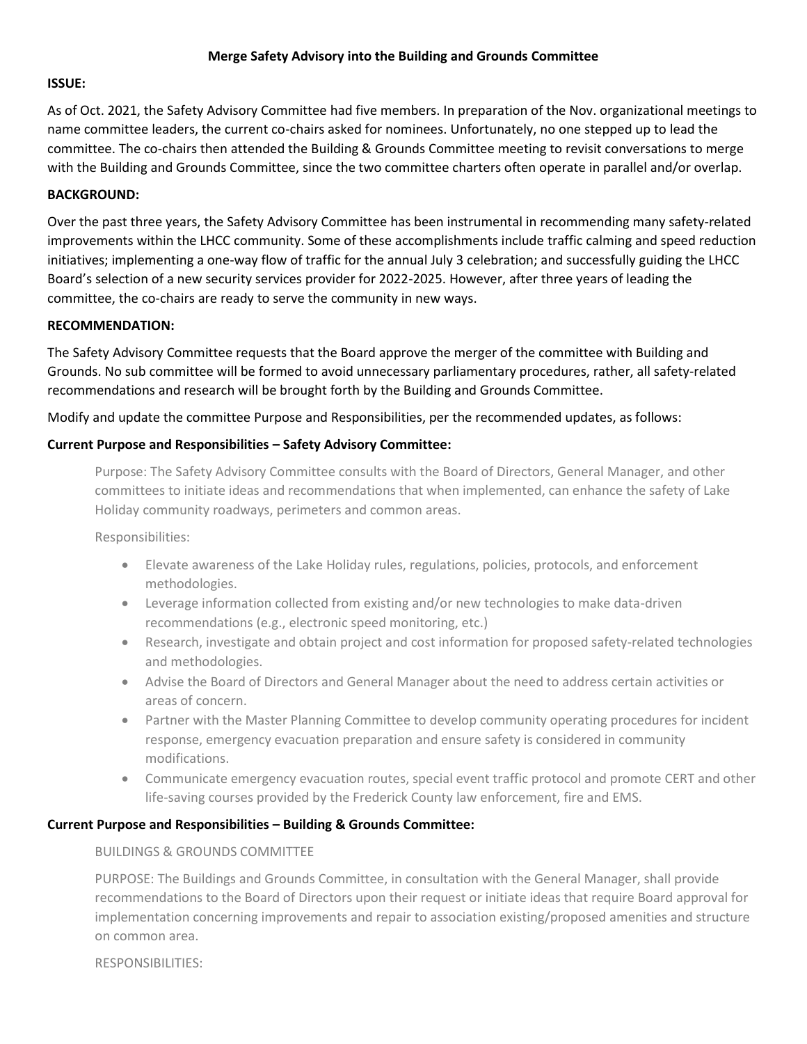# Merge Safety Advisory into the Building and Grounds Committee

**ISSUE:**

As of Oct. 2021, the Safety Advisory Committee had five members. In preparation of the Nov. organizational meetings to name committee leaders, the current co-chairs asked for nominees. Unfortunately, no one stepped up to lead the committee. The co-chairs then attended the Building & Grounds Committee meeting to revisit conversations to merge with the Building and Grounds Committee, since the two committee charters often operate in parallel and/or overlap.

**BACKGROUND:**

Over the past three years, the Safety Advisory Committee has been instrumental in recommending many safety-related improvements within the LHCC community. Some of these accomplishments include traffic calming and speed reduction initiatives; implementing a one-way flow of traffic for the annual July 3 celebration; and successfully guiding the LHCC Board's selection of a new security services provider for 2022-2025. However, after three years of leading the committee, the co-chairs are ready to serve the community in new ways.

**RECOMMENDATION:**

The Safety Advisory Committee requests that the Board approve the merger of the committee with Building and Grounds. No sub committee will be formed to avoid unnecessary parliamentary procedures, rather, all safety-related recommendations and research will be brought forth by the Building and Grounds Committee.

Modify and update the committee Purpose and Responsibilities, per the recommended updates, as follows:

**Current Purpose and Responsibilities – Safety Advisory Committee:**

Purpose: The Safety Advisory Committee consults with the Board of Directors, General Manager, and other committees to initiate ideas and recommendations that when implemented, can enhance the safety of Lake Holiday community roadways, perimeters and common areas.

Responsibilities:

- Elevate awareness of the Lake Holiday rules, regulations, policies, protocols, and enforcement methodologies.
- Leverage information collected from existing and/or new technologies to make data-driven recommendations (e.g., electronic speed monitoring, etc.)
- Research, investigate and obtain project and cost information for proposed safety-related technologies and methodologies.
- Advise the Board of Directors and General Manager about the need to address certain activities or areas of concern.
- Partner with the Master Planning Committee to develop community operating procedures for incident response, emergency evacuation preparation and ensure safety is considered in community modifications.
- Communicate emergency evacuation routes, special event traffic protocol and promote CERT and other life-saving courses provided by the Frederick County law enforcement, fire and EMS.

**Current Purpose and Responsibilities – Building & Grounds Committee:**

BUILDINGS & GROUNDS COMMITTEE

PURPOSE: The Buildings and Grounds Committee, in consultation with the General Manager, shall provide recommendations to the Board of Directors upon their request or initiate ideas that require Board approval for implementation concerning improvements and repair to association existing/proposed amenities and structure on common area.

RESPONSIBILITIES: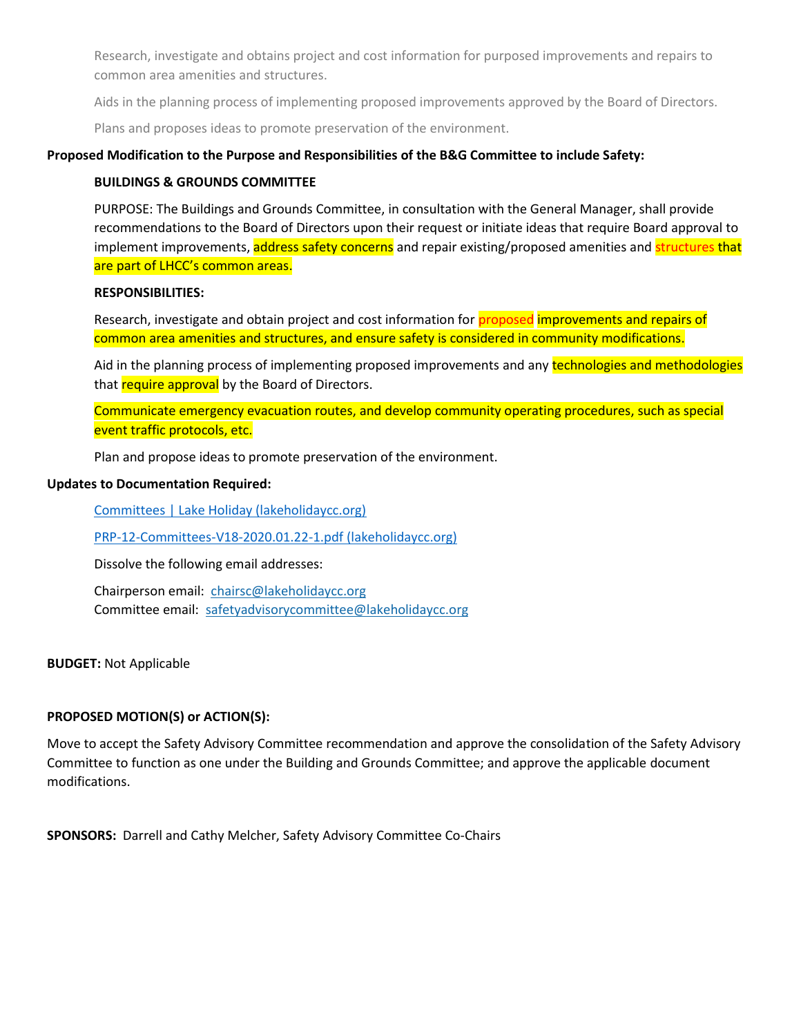Research, investigate and obtains project and cost information for purposed improvements and repairs to common area amenities and structures.

Aids in the planning process of implementing proposed improvements approved by the Board of Directors.

Plans and proposes ideas to promote preservation of the environment.

**Proposed Modification to the Purpose and Responsibilities of the B&G Committee to include Safety:**

**BUILDINGS & GROUNDS COMMITTEE**

PURPOSE: The Buildings and Grounds Committee, in consultation with the General Manager, shall provide recommendations to the Board of Directors upon their request or initiate ideas that require Board approval to implement improvements, address safety concerns and repair existing/proposed amenities and structures that are part of LHCC's common areas.

**RESPONSIBILITIES:**

Research, investigate and obtain project and cost information for proposed improvements and repairs of common area amenities and structures, and ensure safety is considered in community modifications.

Aid in the planning process of implementing proposed improvements and any technologies and methodologies that require approval by the Board of Directors.

Communicate emergency evacuation routes, and develop community operating procedures, such as special event traffic protocols, etc.

Plan and propose ideas to promote preservation of the environment.

**Updates to Documentation Required:**

Committees | Lake Holiday (lakeholidaycc.org)

PRP-12-Committees-V18-2020.01.22-1.pdf (lakeholidaycc.org)

Dissolve the following email addresses:

Chairperson email: chairsc@lakeholidaycc.org
Committee email: safetyadvisorycommittee@lakeholidaycc.org

**BUDGET:** Not Applicable

**PROPOSED MOTION(S) or ACTION(S):**

Move to accept the Safety Advisory Committee recommendation and approve the consolidation of the Safety Advisory Committee to function as one under the Building and Grounds Committee; and approve the applicable document modifications.

**SPONSORS:** Darrell and Cathy Melcher, Safety Advisory Committee Co-Chairs